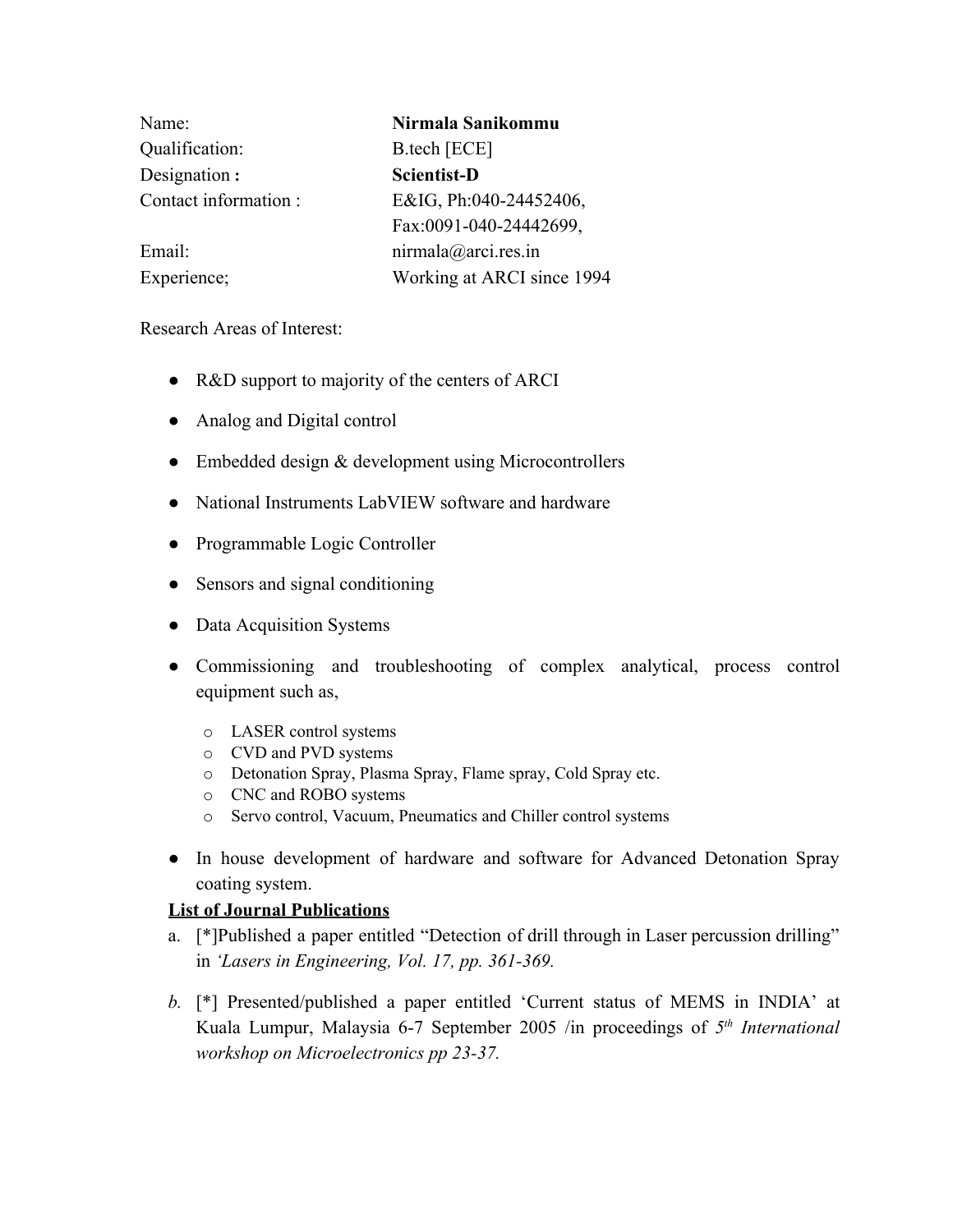| | |
|---|---|
| Name: | **Nirmala Sanikommu** |
| Qualification: | B.tech [ECE] |
| Designation **:** | **Scientist-D** |
| Contact information : | E&IG, Ph:040-24452406, Fax:0091-040-24442699, |
| Email: | nirmala@arci.res.in |
| Experience; | Working at ARCI since 1994 |

Research Areas of Interest:

- R&D support to majority of the centers of ARCI
- Analog and Digital control
- Embedded design & development using Microcontrollers
- National Instruments LabVIEW software and hardware
- Programmable Logic Controller
- Sensors and signal conditioning
- Data Acquisition Systems
- Commissioning and troubleshooting of complex analytical, process control equipment such as,
  - LASER control systems
  - CVD and PVD systems
  - Detonation Spray, Plasma Spray, Flame spray, Cold Spray etc.
  - CNC and ROBO systems
  - Servo control, Vacuum, Pneumatics and Chiller control systems
- In house development of hardware and software for Advanced Detonation Spray coating system.

**<u>List of Journal Publications</u>**

a. [*]Published a paper entitled "Detection of drill through in Laser percussion drilling" in *'Lasers in Engineering, Vol. 17, pp. 361-369.*

*b.* [*] Presented/published a paper entitled 'Current status of MEMS in INDIA' at Kuala Lumpur, Malaysia 6-7 September 2005 /in proceedings of *5th International workshop on Microelectronics pp 23-37.*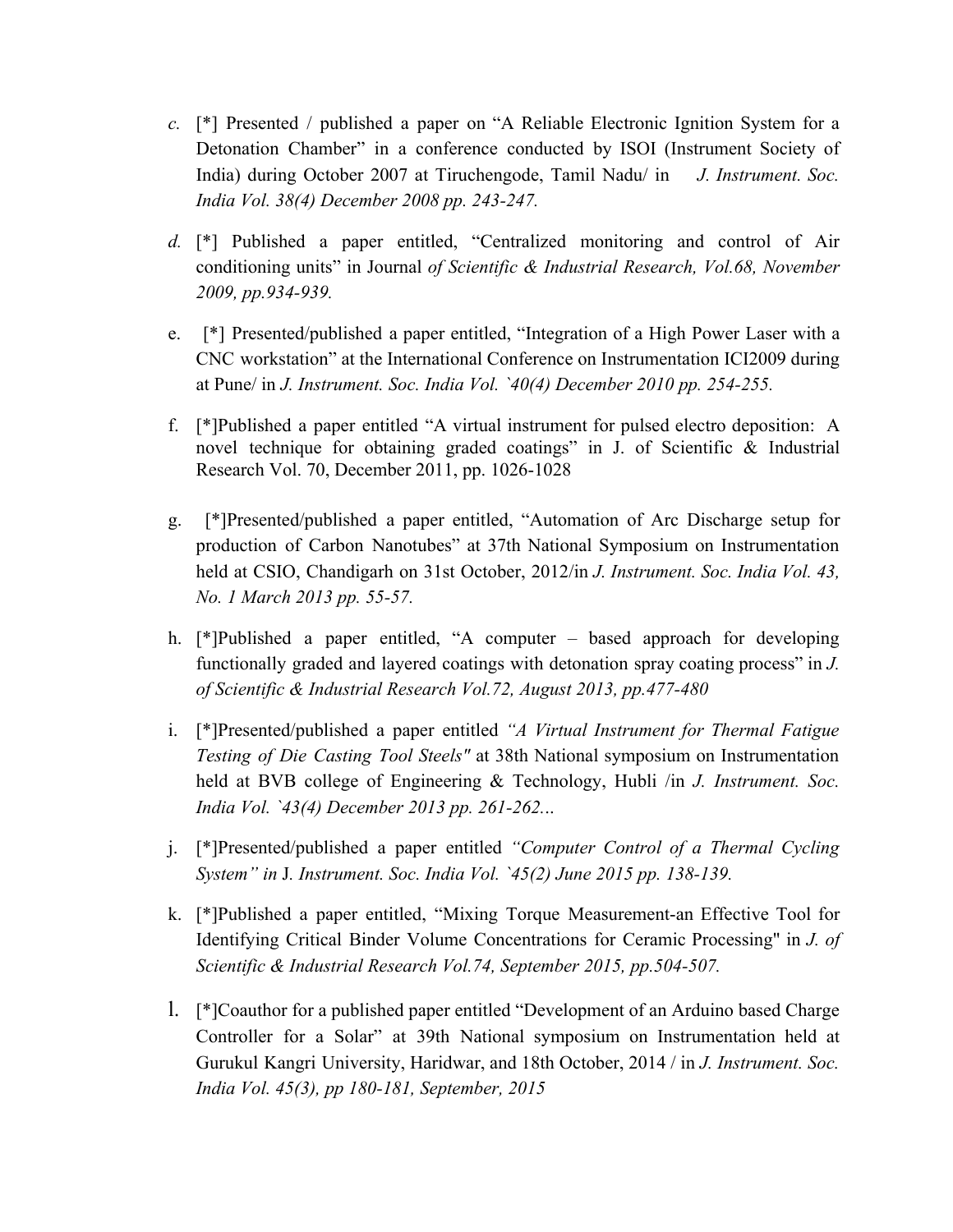c. [*] Presented / published a paper on "A Reliable Electronic Ignition System for a Detonation Chamber" in a conference conducted by ISOI (Instrument Society of India) during October 2007 at Tiruchengode, Tamil Nadu/ in *J. Instrument. Soc. India Vol. 38(4) December 2008 pp. 243-247.*

d. [*] Published a paper entitled, "Centralized monitoring and control of Air conditioning units" in Journal *of Scientific & Industrial Research, Vol.68, November 2009, pp.934-939.*

e. [*] Presented/published a paper entitled, "Integration of a High Power Laser with a CNC workstation" at the International Conference on Instrumentation ICI2009 during at Pune/ in *J. Instrument. Soc. India Vol. `40(4) December 2010 pp. 254-255.*

f. [*]Published a paper entitled "A virtual instrument for pulsed electro deposition: A novel technique for obtaining graded coatings" in J. of Scientific & Industrial Research Vol. 70, December 2011, pp. 1026-1028

g. [*]Presented/published a paper entitled, "Automation of Arc Discharge setup for production of Carbon Nanotubes" at 37th National Symposium on Instrumentation held at CSIO, Chandigarh on 31st October, 2012/in *J. Instrument. Soc. India Vol. 43, No. 1 March 2013 pp. 55-57.*

h. [*]Published a paper entitled, "A computer – based approach for developing functionally graded and layered coatings with detonation spray coating process" in *J. of Scientific & Industrial Research Vol.72, August 2013, pp.477-480*

i. [*]Presented/published a paper entitled *"A Virtual Instrument for Thermal Fatigue Testing of Die Casting Tool Steels"* at 38th National symposium on Instrumentation held at BVB college of Engineering & Technology, Hubli /in *J. Instrument. Soc. India Vol. `43(4) December 2013 pp. 261-262...*

j. [*]Presented/published a paper entitled *"Computer Control of a Thermal Cycling System" in* J. *Instrument. Soc. India Vol. `45(2) June 2015 pp. 138-139.*

k. [*]Published a paper entitled, "Mixing Torque Measurement-an Effective Tool for Identifying Critical Binder Volume Concentrations for Ceramic Processing" in *J. of Scientific & Industrial Research Vol.74, September 2015, pp.504-507.*

l. [*]Coauthor for a published paper entitled "Development of an Arduino based Charge Controller for a Solar" at 39th National symposium on Instrumentation held at Gurukul Kangri University, Haridwar, and 18th October, 2014 / in *J. Instrument. Soc. India Vol. 45(3), pp 180-181, September, 2015*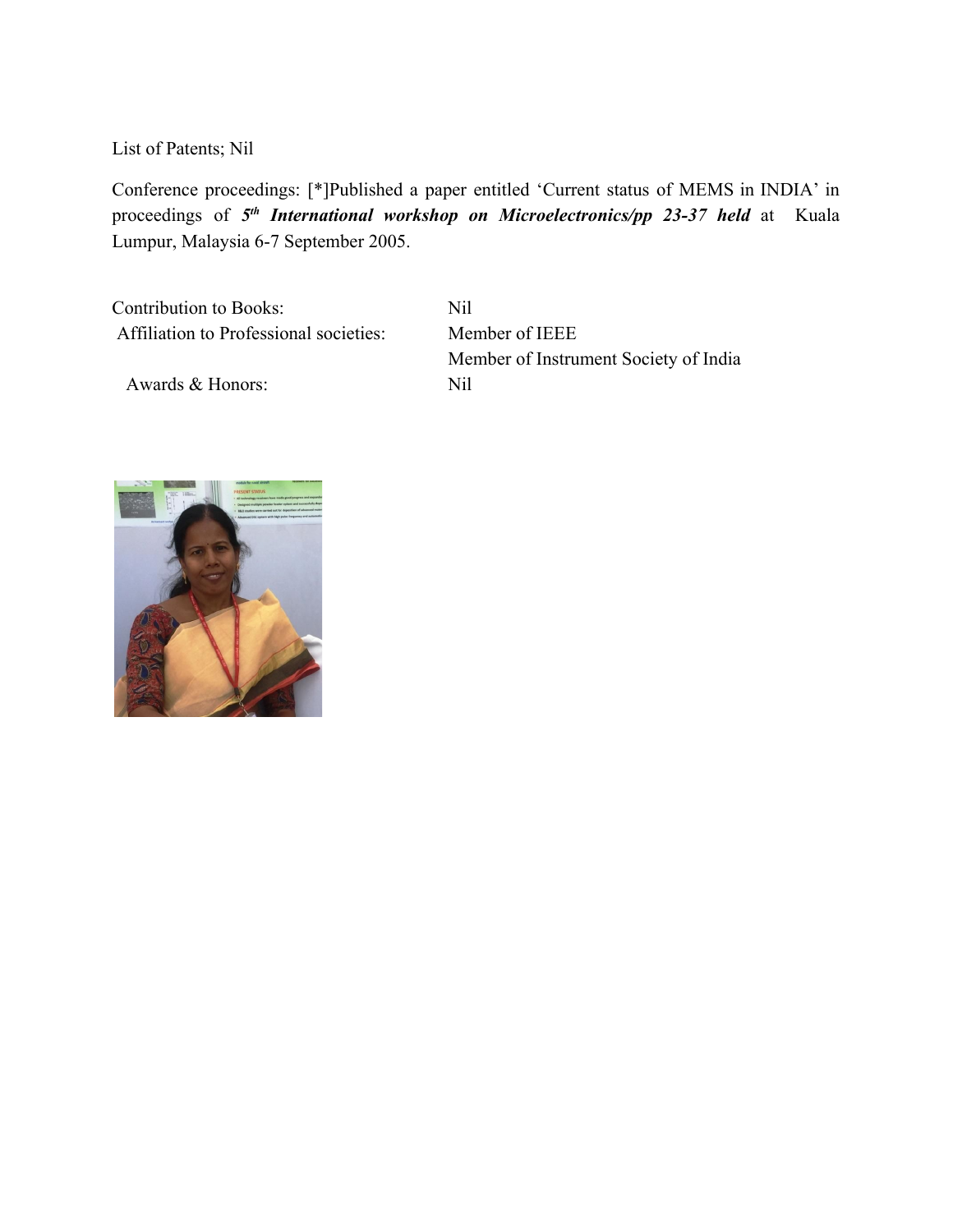List of Patents; Nil

Conference proceedings: [*]Published a paper entitled 'Current status of MEMS in INDIA' in proceedings of ***5th International workshop on Microelectronics/pp 23-37 held*** at Kuala Lumpur, Malaysia 6-7 September 2005.

| | |
|---|---|
| Contribution to Books: | Nil |
| Affiliation to Professional societies: | Member of IEEE |
| | Member of Instrument Society of India |
| Awards & Honors: | Nil |